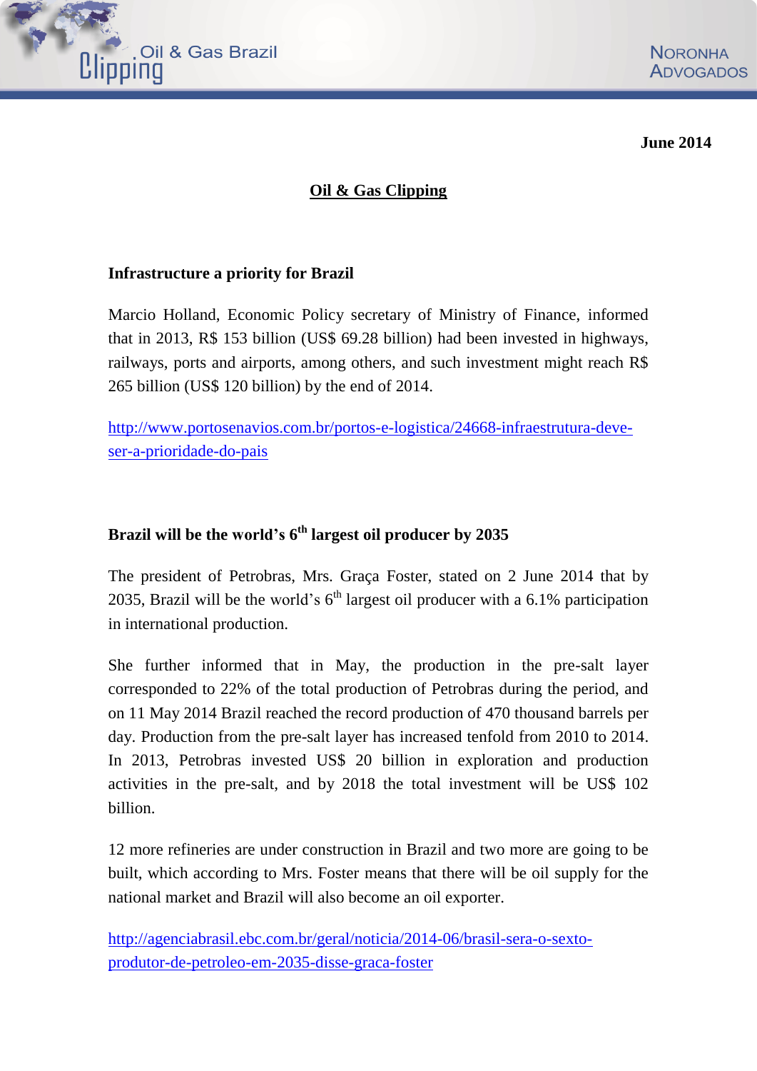June 2014

# Oil & Gas Clipping

## Infrastructure a priority for Brazil

Marcio Holland, Economic Policy secretary of Ministry of Finance, informed that in 2013, R$ 153 billion (US$ 69.28 billion) had been invested in highways, railways, ports and airports, among others, and such investment might reach R$ 265 billion (US$ 120 billion) by the end of 2014.

http://www.portosenavios.com.br/portos-e-logistica/24668-infraestrutura-deve-ser-a-prioridade-do-pais

## Brazil will be the world's 6th largest oil producer by 2035

The president of Petrobras, Mrs. Graça Foster, stated on 2 June 2014 that by 2035, Brazil will be the world's 6th largest oil producer with a 6.1% participation in international production.

She further informed that in May, the production in the pre-salt layer corresponded to 22% of the total production of Petrobras during the period, and on 11 May 2014 Brazil reached the record production of 470 thousand barrels per day. Production from the pre-salt layer has increased tenfold from 2010 to 2014. In 2013, Petrobras invested US$ 20 billion in exploration and production activities in the pre-salt, and by 2018 the total investment will be US$ 102 billion.

12 more refineries are under construction in Brazil and two more are going to be built, which according to Mrs. Foster means that there will be oil supply for the national market and Brazil will also become an oil exporter.

http://agenciabrasil.ebc.com.br/geral/noticia/2014-06/brasil-sera-o-sexto-produtor-de-petroleo-em-2035-disse-graca-foster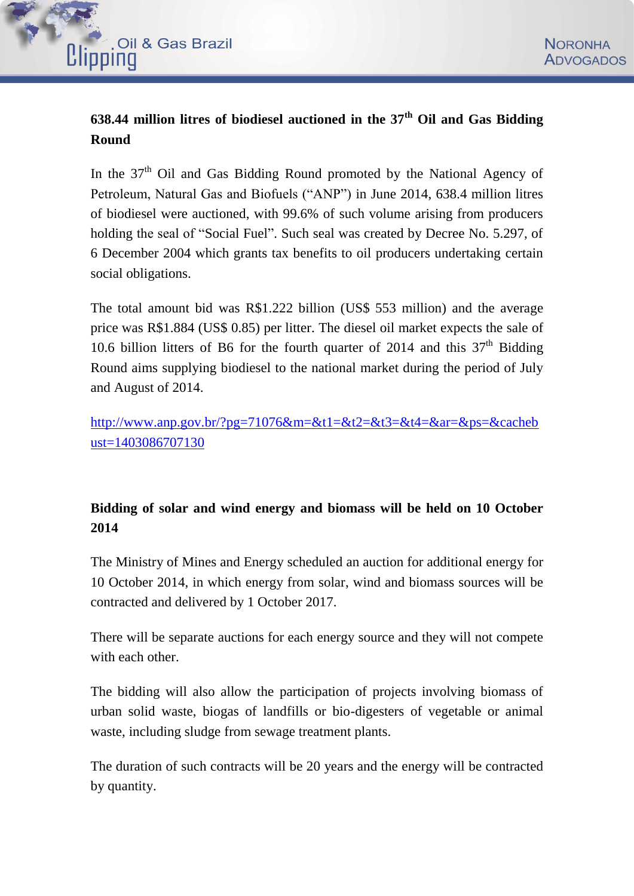**638.44 million litres of biodiesel auctioned in the 37th Oil and Gas Bidding Round**

In the 37th Oil and Gas Bidding Round promoted by the National Agency of Petroleum, Natural Gas and Biofuels (“ANP”) in June 2014, 638.4 million litres of biodiesel were auctioned, with 99.6% of such volume arising from producers holding the seal of “Social Fuel”. Such seal was created by Decree No. 5.297, of 6 December 2004 which grants tax benefits to oil producers undertaking certain social obligations.

The total amount bid was R$1.222 billion (US$ 553 million) and the average price was R$1.884 (US$ 0.85) per litter. The diesel oil market expects the sale of 10.6 billion litters of B6 for the fourth quarter of 2014 and this 37th Bidding Round aims supplying biodiesel to the national market during the period of July and August of 2014.

http://www.anp.gov.br/?pg=71076&m=&t1=&t2=&t3=&t4=&ar=&ps=&cachebust=1403086707130

**Bidding of solar and wind energy and biomass will be held on 10 October 2014**

The Ministry of Mines and Energy scheduled an auction for additional energy for 10 October 2014, in which energy from solar, wind and biomass sources will be contracted and delivered by 1 October 2017.

There will be separate auctions for each energy source and they will not compete with each other.

The bidding will also allow the participation of projects involving biomass of urban solid waste, biogas of landfills or bio-digesters of vegetable or animal waste, including sludge from sewage treatment plants.

The duration of such contracts will be 20 years and the energy will be contracted by quantity.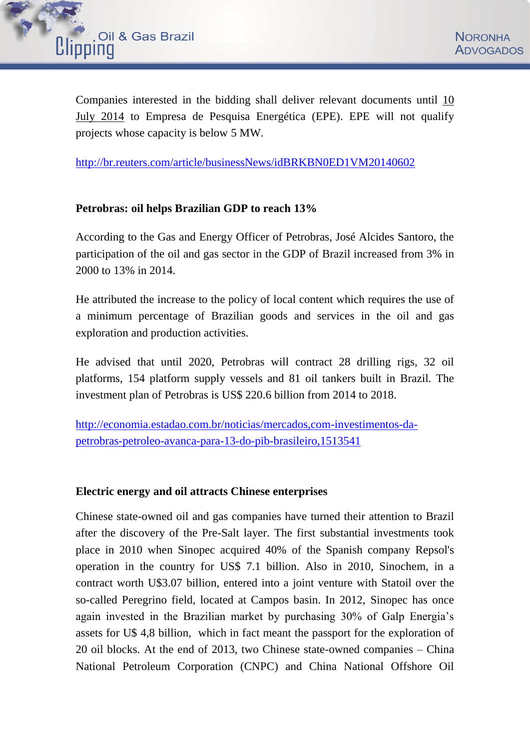Companies interested in the bidding shall deliver relevant documents until 10 July 2014 to Empresa de Pesquisa Energética (EPE). EPE will not qualify projects whose capacity is below 5 MW.

http://br.reuters.com/article/businessNews/idBRKBN0ED1VM20140602

**Petrobras: oil helps Brazilian GDP to reach 13%**

According to the Gas and Energy Officer of Petrobras, José Alcides Santoro, the participation of the oil and gas sector in the GDP of Brazil increased from 3% in 2000 to 13% in 2014.

He attributed the increase to the policy of local content which requires the use of a minimum percentage of Brazilian goods and services in the oil and gas exploration and production activities.

He advised that until 2020, Petrobras will contract 28 drilling rigs, 32 oil platforms, 154 platform supply vessels and 81 oil tankers built in Brazil. The investment plan of Petrobras is US$ 220.6 billion from 2014 to 2018.

http://economia.estadao.com.br/noticias/mercados,com-investimentos-da-petrobras-petroleo-avanca-para-13-do-pib-brasileiro,1513541

**Electric energy and oil attracts Chinese enterprises**

Chinese state-owned oil and gas companies have turned their attention to Brazil after the discovery of the Pre-Salt layer. The first substantial investments took place in 2010 when Sinopec acquired 40% of the Spanish company Repsol's operation in the country for US$ 7.1 billion. Also in 2010, Sinochem, in a contract worth U$3.07 billion, entered into a joint venture with Statoil over the so-called Peregrino field, located at Campos basin. In 2012, Sinopec has once again invested in the Brazilian market by purchasing 30% of Galp Energia's assets for U$ 4,8 billion, which in fact meant the passport for the exploration of 20 oil blocks. At the end of 2013, two Chinese state-owned companies – China National Petroleum Corporation (CNPC) and China National Offshore Oil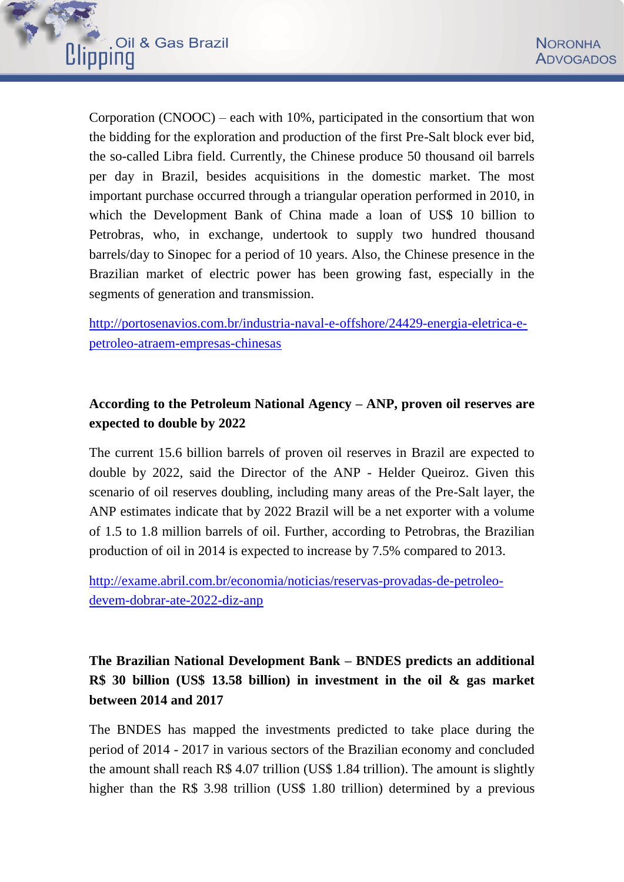Corporation (CNOOC) – each with 10%, participated in the consortium that won the bidding for the exploration and production of the first Pre-Salt block ever bid, the so-called Libra field. Currently, the Chinese produce 50 thousand oil barrels per day in Brazil, besides acquisitions in the domestic market. The most important purchase occurred through a triangular operation performed in 2010, in which the Development Bank of China made a loan of US$ 10 billion to Petrobras, who, in exchange, undertook to supply two hundred thousand barrels/day to Sinopec for a period of 10 years. Also, the Chinese presence in the Brazilian market of electric power has been growing fast, especially in the segments of generation and transmission.

http://portosenavios.com.br/industria-naval-e-offshore/24429-energia-eletrica-e-petroleo-atraem-empresas-chinesas

**According to the Petroleum National Agency – ANP, proven oil reserves are expected to double by 2022**

The current 15.6 billion barrels of proven oil reserves in Brazil are expected to double by 2022, said the Director of the ANP - Helder Queiroz. Given this scenario of oil reserves doubling, including many areas of the Pre-Salt layer, the ANP estimates indicate that by 2022 Brazil will be a net exporter with a volume of 1.5 to 1.8 million barrels of oil. Further, according to Petrobras, the Brazilian production of oil in 2014 is expected to increase by 7.5% compared to 2013.

http://exame.abril.com.br/economia/noticias/reservas-provadas-de-petroleo-devem-dobrar-ate-2022-diz-anp

**The Brazilian National Development Bank – BNDES predicts an additional R$ 30 billion (US$ 13.58 billion) in investment in the oil & gas market between 2014 and 2017**

The BNDES has mapped the investments predicted to take place during the period of 2014 - 2017 in various sectors of the Brazilian economy and concluded the amount shall reach R$ 4.07 trillion (US$ 1.84 trillion). The amount is slightly higher than the R$ 3.98 trillion (US$ 1.80 trillion) determined by a previous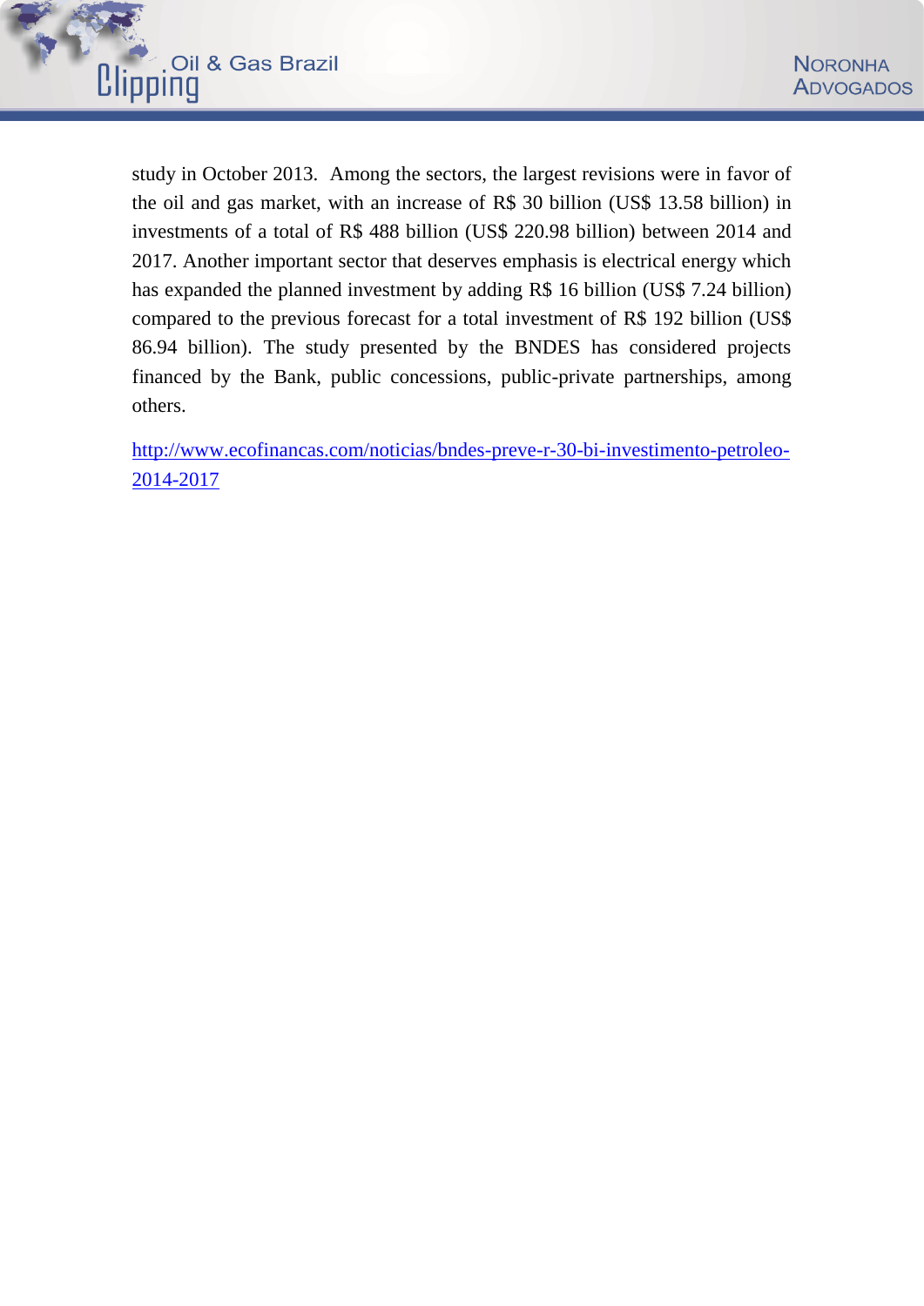study in October 2013. Among the sectors, the largest revisions were in favor of the oil and gas market, with an increase of R$ 30 billion (US$ 13.58 billion) in investments of a total of R$ 488 billion (US$ 220.98 billion) between 2014 and 2017. Another important sector that deserves emphasis is electrical energy which has expanded the planned investment by adding R$ 16 billion (US$ 7.24 billion) compared to the previous forecast for a total investment of R$ 192 billion (US$ 86.94 billion). The study presented by the BNDES has considered projects financed by the Bank, public concessions, public-private partnerships, among others.

http://www.ecofinancas.com/noticias/bndes-preve-r-30-bi-investimento-petroleo-2014-2017